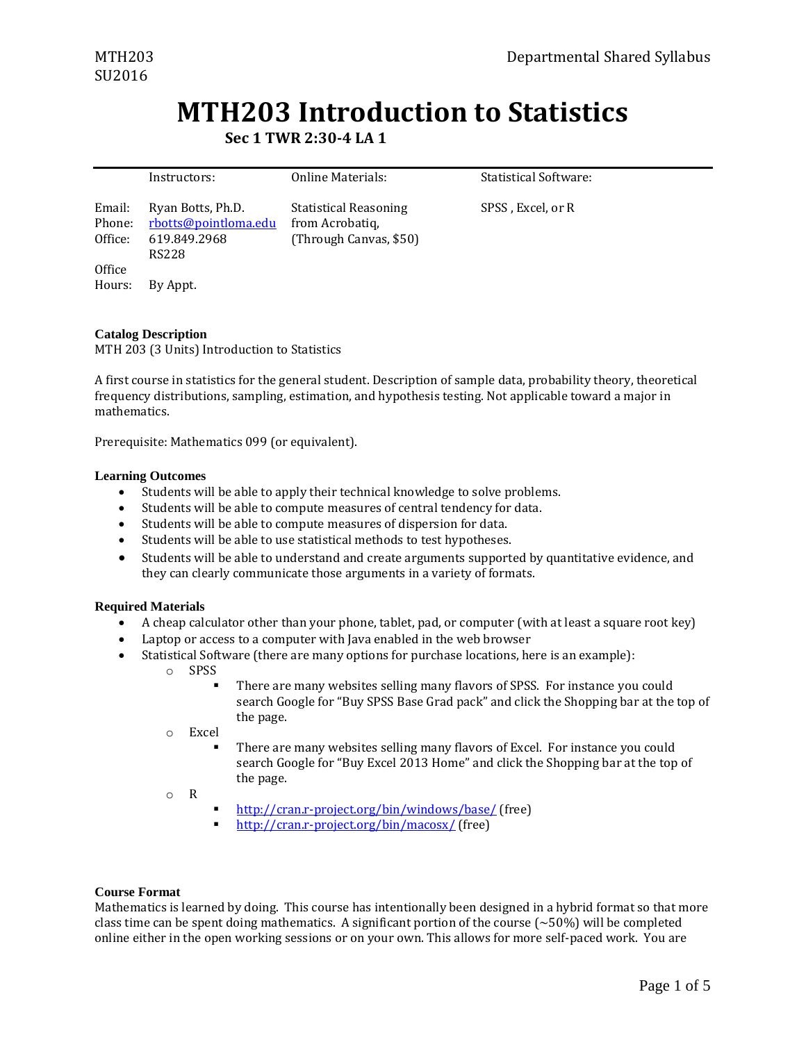MTH203
SU2016

Departmental Shared Syllabus

# MTH203 Introduction to Statistics

### Sec 1 TWR 2:30-4 LA 1

| | Instructors: | Online Materials: | Statistical Software: |
|---|---|---|---|
| Email: | Ryan Botts, Ph.D. | Statistical Reasoning | SPSS , Excel, or R |
| Phone: | rbotts@pointloma.edu | from Acrobatiq, | |
| Office: | 619.849.2968 | (Through Canvas, $50) | |
| | RS228 | | |
| Office Hours: | By Appt. | | |

**Catalog Description**
MTH 203 (3 Units) Introduction to Statistics

A first course in statistics for the general student. Description of sample data, probability theory, theoretical frequency distributions, sampling, estimation, and hypothesis testing. Not applicable toward a major in mathematics.

Prerequisite: Mathematics 099 (or equivalent).

**Learning Outcomes**

- Students will be able to apply their technical knowledge to solve problems.
- Students will be able to compute measures of central tendency for data.
- Students will be able to compute measures of dispersion for data.
- Students will be able to use statistical methods to test hypotheses.
- Students will be able to understand and create arguments supported by quantitative evidence, and they can clearly communicate those arguments in a variety of formats.

**Required Materials**

- A cheap calculator other than your phone, tablet, pad, or computer (with at least a square root key)
- Laptop or access to a computer with Java enabled in the web browser
- Statistical Software (there are many options for purchase locations, here is an example):
  - SPSS
    - There are many websites selling many flavors of SPSS. For instance you could search Google for "Buy SPSS Base Grad pack" and click the Shopping bar at the top of the page.
  - Excel
    - There are many websites selling many flavors of Excel. For instance you could search Google for "Buy Excel 2013 Home" and click the Shopping bar at the top of the page.
  - R
    - http://cran.r-project.org/bin/windows/base/ (free)
    - http://cran.r-project.org/bin/macosx/ (free)

**Course Format**
Mathematics is learned by doing. This course has intentionally been designed in a hybrid format so that more class time can be spent doing mathematics. A significant portion of the course (~50%) will be completed online either in the open working sessions or on your own. This allows for more self-paced work. You are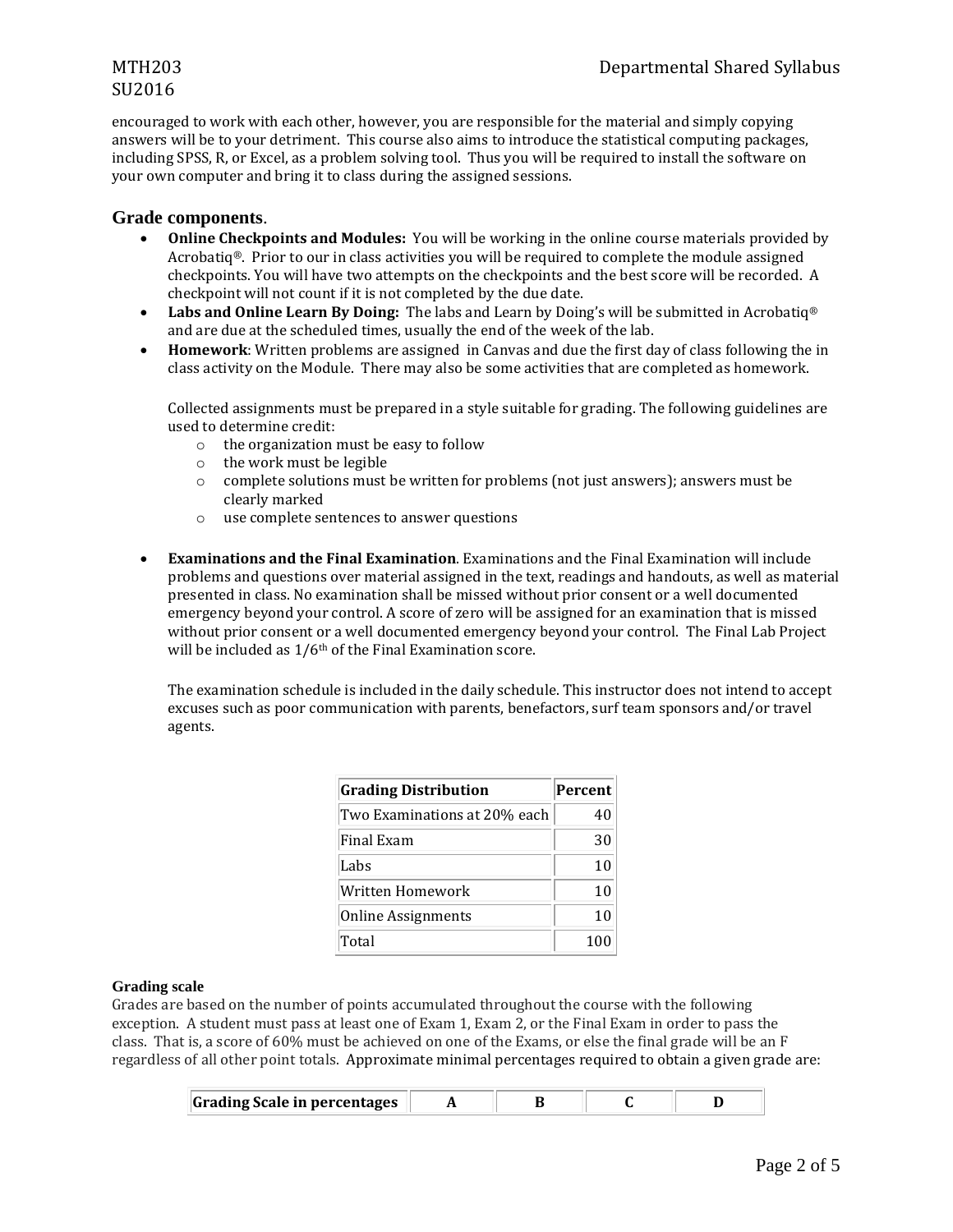encouraged to work with each other, however, you are responsible for the material and simply copying answers will be to your detriment. This course also aims to introduce the statistical computing packages, including SPSS, R, or Excel, as a problem solving tool. Thus you will be required to install the software on your own computer and bring it to class during the assigned sessions.

## Grade components.

- **Online Checkpoints and Modules:** You will be working in the online course materials provided by Acrobatiq®. Prior to our in class activities you will be required to complete the module assigned checkpoints. You will have two attempts on the checkpoints and the best score will be recorded. A checkpoint will not count if it is not completed by the due date.
- **Labs and Online Learn By Doing:** The labs and Learn by Doing's will be submitted in Acrobatiq® and are due at the scheduled times, usually the end of the week of the lab.
- **Homework**: Written problems are assigned in Canvas and due the first day of class following the in class activity on the Module. There may also be some activities that are completed as homework.

  Collected assignments must be prepared in a style suitable for grading. The following guidelines are used to determine credit:
    - the organization must be easy to follow
    - the work must be legible
    - complete solutions must be written for problems (not just answers); answers must be clearly marked
    - use complete sentences to answer questions

- **Examinations and the Final Examination**. Examinations and the Final Examination will include problems and questions over material assigned in the text, readings and handouts, as well as material presented in class. No examination shall be missed without prior consent or a well documented emergency beyond your control. A score of zero will be assigned for an examination that is missed without prior consent or a well documented emergency beyond your control. The Final Lab Project will be included as 1/6th of the Final Examination score.

  The examination schedule is included in the daily schedule. This instructor does not intend to accept excuses such as poor communication with parents, benefactors, surf team sponsors and/or travel agents.

| Grading Distribution | Percent |
|---|---|
| Two Examinations at 20% each | 40 |
| Final Exam | 30 |
| Labs | 10 |
| Written Homework | 10 |
| Online Assignments | 10 |
| Total | 100 |

### Grading scale

Grades are based on the number of points accumulated throughout the course with the following exception. A student must pass at least one of Exam 1, Exam 2, or the Final Exam in order to pass the class. That is, a score of 60% must be achieved on one of the Exams, or else the final grade will be an F regardless of all other point totals. Approximate minimal percentages required to obtain a given grade are:

| Grading Scale in percentages | A | B | C | D |
|---|---|---|---|---|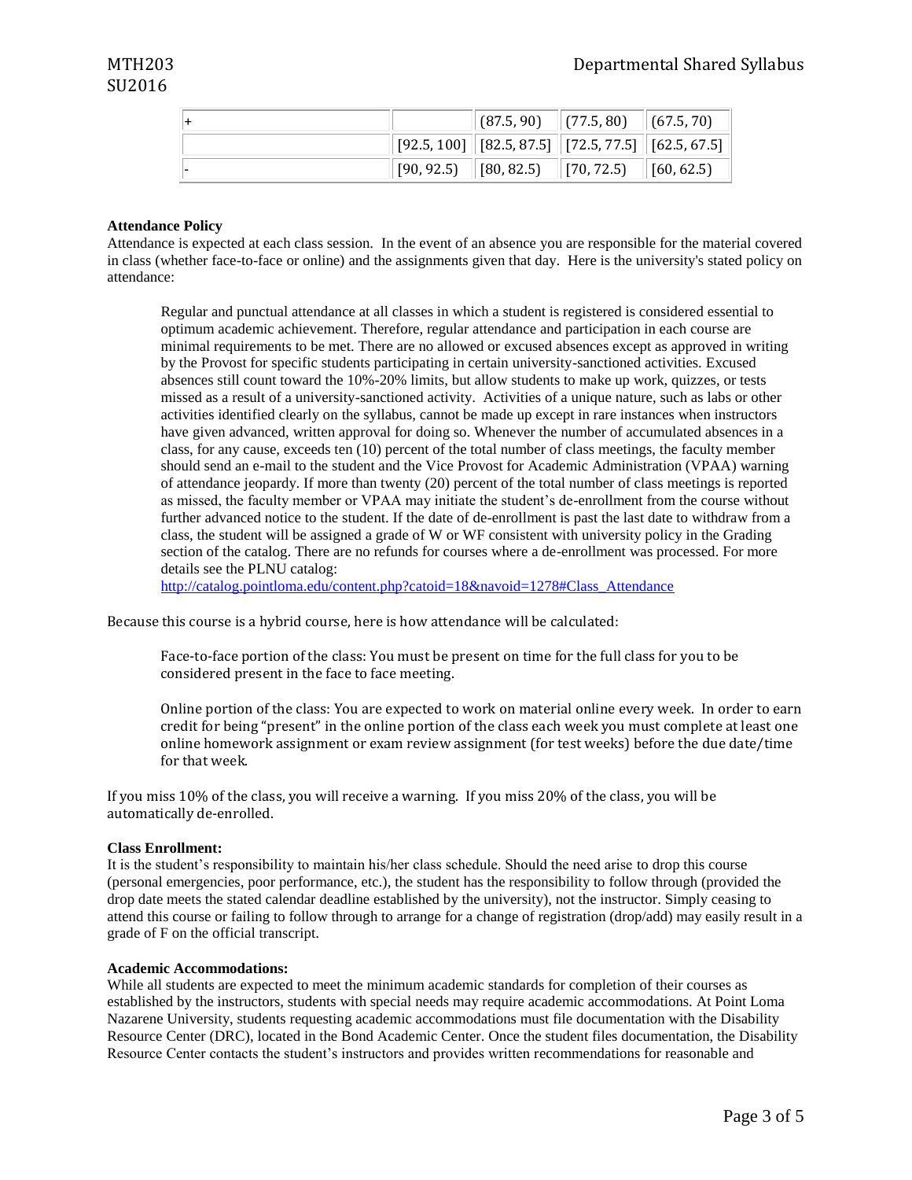| + | | (87.5, 90) | (77.5, 80) | (67.5, 70) |
|---|---|---|---|---|
| | [92.5, 100] | [82.5, 87.5] | [72.5, 77.5] | [62.5, 67.5] |
| - | [90, 92.5) | [80, 82.5) | [70, 72.5) | [60, 62.5) |

**Attendance Policy**

Attendance is expected at each class session. In the event of an absence you are responsible for the material covered in class (whether face-to-face or online) and the assignments given that day. Here is the university's stated policy on attendance:

> Regular and punctual attendance at all classes in which a student is registered is considered essential to optimum academic achievement. Therefore, regular attendance and participation in each course are minimal requirements to be met. There are no allowed or excused absences except as approved in writing by the Provost for specific students participating in certain university-sanctioned activities. Excused absences still count toward the 10%-20% limits, but allow students to make up work, quizzes, or tests missed as a result of a university-sanctioned activity. Activities of a unique nature, such as labs or other activities identified clearly on the syllabus, cannot be made up except in rare instances when instructors have given advanced, written approval for doing so. Whenever the number of accumulated absences in a class, for any cause, exceeds ten (10) percent of the total number of class meetings, the faculty member should send an e-mail to the student and the Vice Provost for Academic Administration (VPAA) warning of attendance jeopardy. If more than twenty (20) percent of the total number of class meetings is reported as missed, the faculty member or VPAA may initiate the student's de-enrollment from the course without further advanced notice to the student. If the date of de-enrollment is past the last date to withdraw from a class, the student will be assigned a grade of W or WF consistent with university policy in the Grading section of the catalog. There are no refunds for courses where a de-enrollment was processed. For more details see the PLNU catalog:
> http://catalog.pointloma.edu/content.php?catoid=18&navoid=1278#Class_Attendance

Because this course is a hybrid course, here is how attendance will be calculated:

> Face-to-face portion of the class: You must be present on time for the full class for you to be considered present in the face to face meeting.
>
> Online portion of the class: You are expected to work on material online every week. In order to earn credit for being "present" in the online portion of the class each week you must complete at least one online homework assignment or exam review assignment (for test weeks) before the due date/time for that week.

If you miss 10% of the class, you will receive a warning. If you miss 20% of the class, you will be automatically de-enrolled.

**Class Enrollment:**

It is the student's responsibility to maintain his/her class schedule. Should the need arise to drop this course (personal emergencies, poor performance, etc.), the student has the responsibility to follow through (provided the drop date meets the stated calendar deadline established by the university), not the instructor. Simply ceasing to attend this course or failing to follow through to arrange for a change of registration (drop/add) may easily result in a grade of F on the official transcript.

**Academic Accommodations:**

While all students are expected to meet the minimum academic standards for completion of their courses as established by the instructors, students with special needs may require academic accommodations. At Point Loma Nazarene University, students requesting academic accommodations must file documentation with the Disability Resource Center (DRC), located in the Bond Academic Center. Once the student files documentation, the Disability Resource Center contacts the student's instructors and provides written recommendations for reasonable and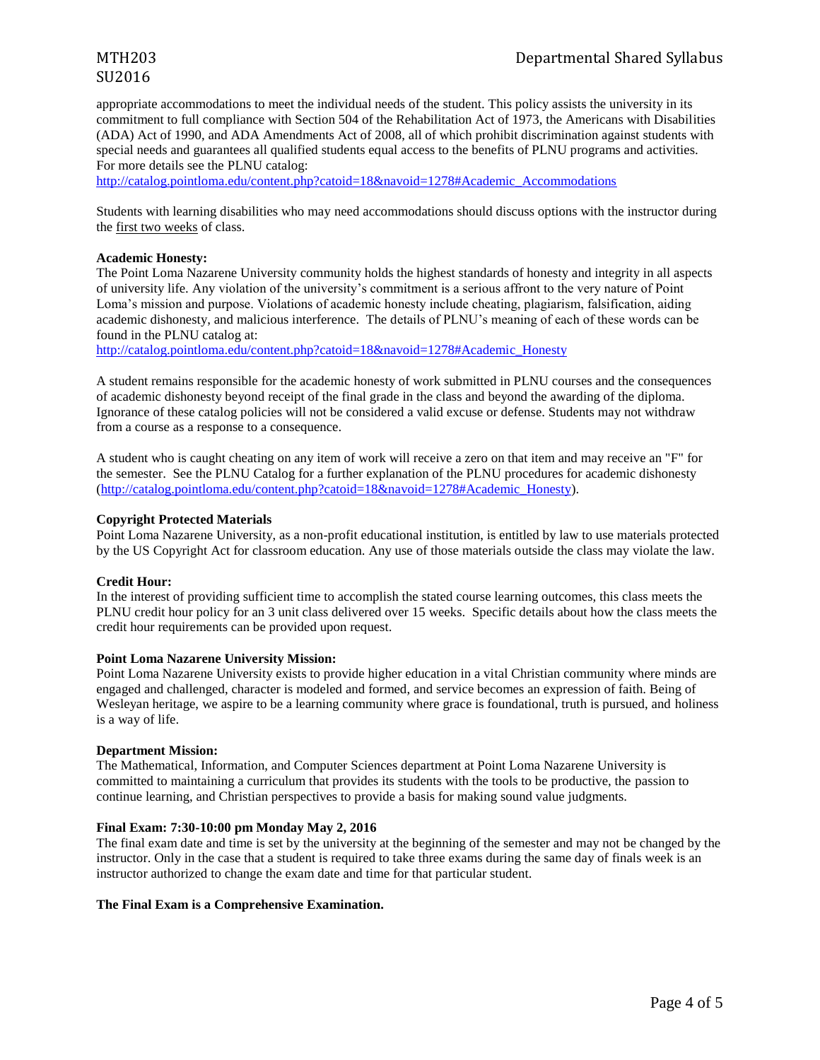appropriate accommodations to meet the individual needs of the student. This policy assists the university in its commitment to full compliance with Section 504 of the Rehabilitation Act of 1973, the Americans with Disabilities (ADA) Act of 1990, and ADA Amendments Act of 2008, all of which prohibit discrimination against students with special needs and guarantees all qualified students equal access to the benefits of PLNU programs and activities. For more details see the PLNU catalog:
http://catalog.pointloma.edu/content.php?catoid=18&navoid=1278#Academic_Accommodations

Students with learning disabilities who may need accommodations should discuss options with the instructor during the first two weeks of class.

**Academic Honesty:**
The Point Loma Nazarene University community holds the highest standards of honesty and integrity in all aspects of university life. Any violation of the university's commitment is a serious affront to the very nature of Point Loma's mission and purpose. Violations of academic honesty include cheating, plagiarism, falsification, aiding academic dishonesty, and malicious interference. The details of PLNU's meaning of each of these words can be found in the PLNU catalog at:
http://catalog.pointloma.edu/content.php?catoid=18&navoid=1278#Academic_Honesty

A student remains responsible for the academic honesty of work submitted in PLNU courses and the consequences of academic dishonesty beyond receipt of the final grade in the class and beyond the awarding of the diploma. Ignorance of these catalog policies will not be considered a valid excuse or defense. Students may not withdraw from a course as a response to a consequence.

A student who is caught cheating on any item of work will receive a zero on that item and may receive an "F" for the semester. See the PLNU Catalog for a further explanation of the PLNU procedures for academic dishonesty (http://catalog.pointloma.edu/content.php?catoid=18&navoid=1278#Academic_Honesty).

**Copyright Protected Materials**
Point Loma Nazarene University, as a non-profit educational institution, is entitled by law to use materials protected by the US Copyright Act for classroom education. Any use of those materials outside the class may violate the law.

**Credit Hour:**
In the interest of providing sufficient time to accomplish the stated course learning outcomes, this class meets the PLNU credit hour policy for an 3 unit class delivered over 15 weeks. Specific details about how the class meets the credit hour requirements can be provided upon request.

**Point Loma Nazarene University Mission:**
Point Loma Nazarene University exists to provide higher education in a vital Christian community where minds are engaged and challenged, character is modeled and formed, and service becomes an expression of faith. Being of Wesleyan heritage, we aspire to be a learning community where grace is foundational, truth is pursued, and holiness is a way of life.

**Department Mission:**
The Mathematical, Information, and Computer Sciences department at Point Loma Nazarene University is committed to maintaining a curriculum that provides its students with the tools to be productive, the passion to continue learning, and Christian perspectives to provide a basis for making sound value judgments.

**Final Exam: 7:30-10:00 pm Monday May 2, 2016**
The final exam date and time is set by the university at the beginning of the semester and may not be changed by the instructor. Only in the case that a student is required to take three exams during the same day of finals week is an instructor authorized to change the exam date and time for that particular student.

**The Final Exam is a Comprehensive Examination.**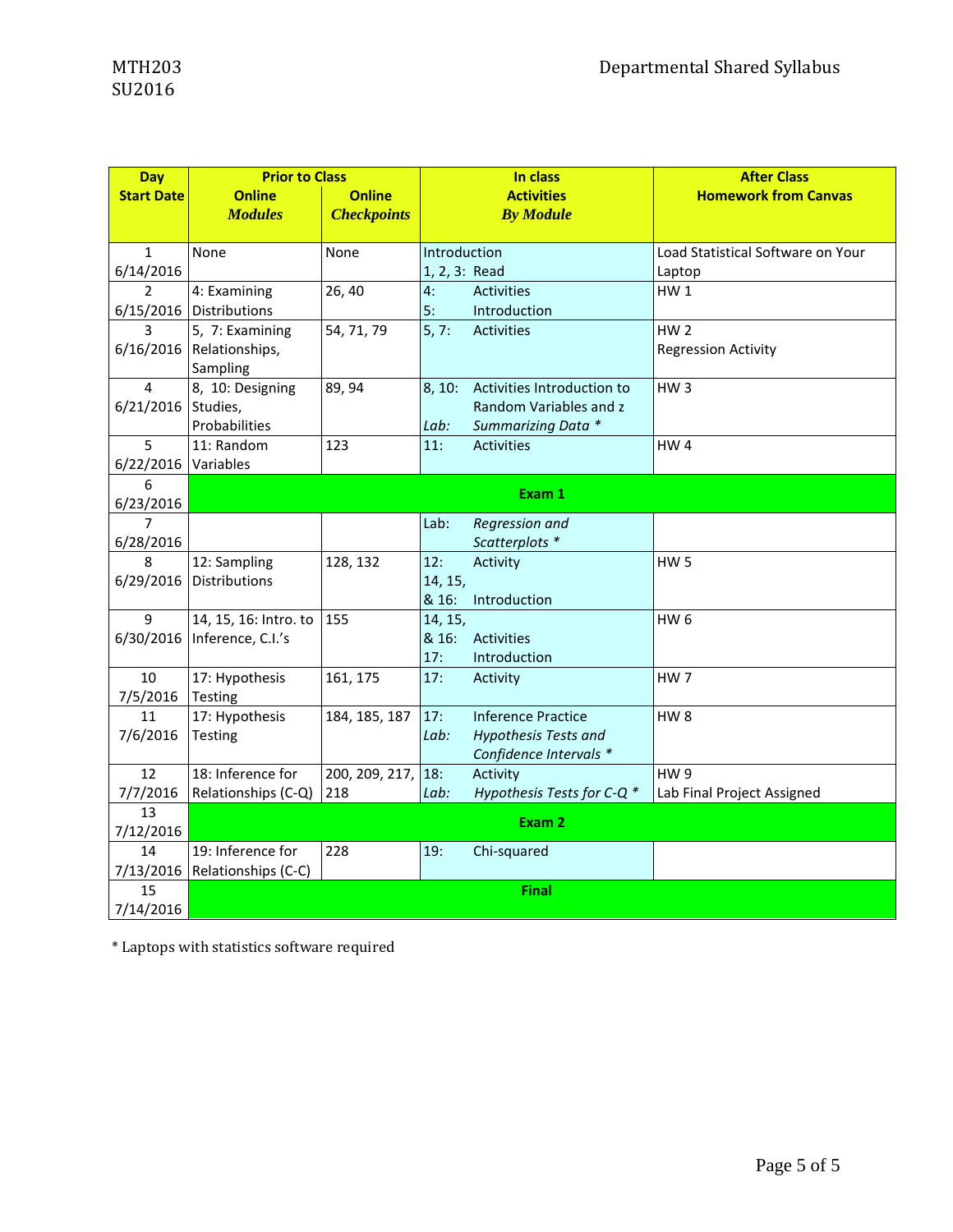| Day Start Date | Prior to Class Online *Modules* | Online *Checkpoints* | In class Activities *By Module* | After Class Homework from Canvas |
|---|---|---|---|---|
| 1 6/14/2016 | None | None | Introduction 1, 2, 3: Read | Load Statistical Software on Your Laptop |
| 2 6/15/2016 | 4: Examining Distributions | 26, 40 | 4: Activities 5: Introduction | HW 1 |
| 3 6/16/2016 | 5, 7: Examining Relationships, Sampling | 54, 71, 79 | 5, 7: Activities | HW 2 Regression Activity |
| 4 6/21/2016 | 8, 10: Designing Studies, Probabilities | 89, 94 | 8, 10: Activities Introduction to Random Variables and z *Lab:* *Summarizing Data* * | HW 3 |
| 5 6/22/2016 | 11: Random Variables | 123 | 11: Activities | HW 4 |
| 6 6/23/2016 | | | **Exam 1** | |
| 7 6/28/2016 | | | Lab: *Regression and Scatterplots* * | |
| 8 6/29/2016 | 12: Sampling Distributions | 128, 132 | 12: Activity 14, 15, & 16: Introduction | HW 5 |
| 9 6/30/2016 | 14, 15, 16: Intro. to Inference, C.I.'s | 155 | 14, 15, & 16: Activities 17: Introduction | HW 6 |
| 10 7/5/2016 | 17: Hypothesis Testing | 161, 175 | 17: Activity | HW 7 |
| 11 7/6/2016 | 17: Hypothesis Testing | 184, 185, 187 | 17: Inference Practice *Lab:* *Hypothesis Tests and Confidence Intervals* * | HW 8 |
| 12 7/7/2016 | 18: Inference for Relationships (C-Q) | 200, 209, 217, 218 | 18: Activity *Lab:* *Hypothesis Tests for C-Q* * | HW 9 Lab Final Project Assigned |
| 13 7/12/2016 | | | **Exam 2** | |
| 14 7/13/2016 | 19: Inference for Relationships (C-C) | 228 | 19: Chi-squared | |
| 15 7/14/2016 | | | **Final** | |

* Laptops with statistics software required